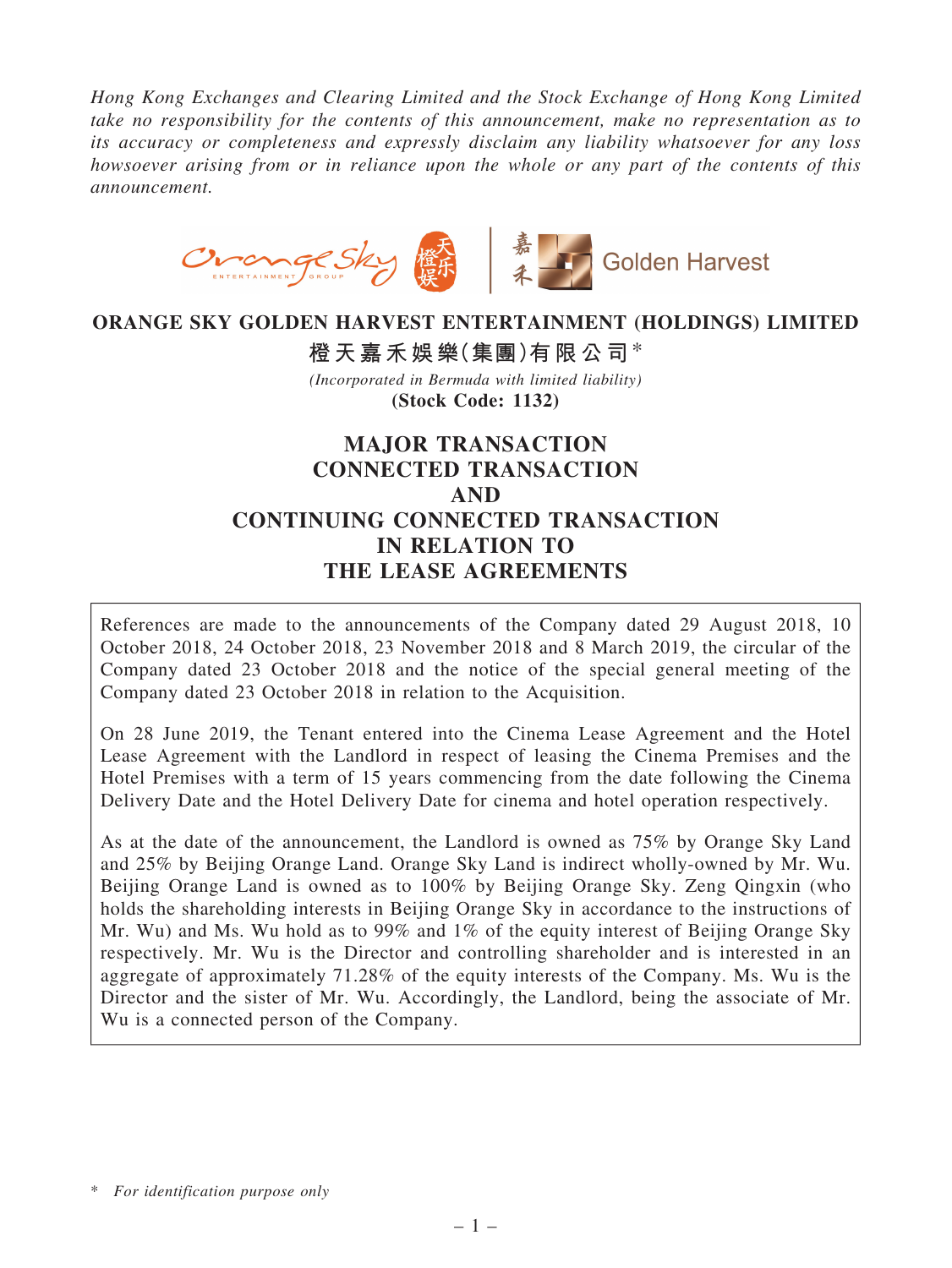*Hong Kong Exchanges and Clearing Limited and the Stock Exchange of Hong Kong Limited take no responsibility for the contents of this announcement, make no representation as to its accuracy or completeness and expressly disclaim any liability whatsoever for any loss howsoever arising from or in reliance upon the whole or any part of the contents of this announcement.*

**ORANGE SKY GOLDEN HARVEST ENTERTAINMENT (HOLDINGS) LIMITED**

**橙天嘉禾娛樂(集團)有限公司***

*(Incorporated in Bermuda with limited liability)*

**(Stock Code: 1132)**

# MAJOR TRANSACTION
# CONNECTED TRANSACTION
# AND
# CONTINUING CONNECTED TRANSACTION
# IN RELATION TO
# THE LEASE AGREEMENTS

References are made to the announcements of the Company dated 29 August 2018, 10 October 2018, 24 October 2018, 23 November 2018 and 8 March 2019, the circular of the Company dated 23 October 2018 and the notice of the special general meeting of the Company dated 23 October 2018 in relation to the Acquisition.

On 28 June 2019, the Tenant entered into the Cinema Lease Agreement and the Hotel Lease Agreement with the Landlord in respect of leasing the Cinema Premises and the Hotel Premises with a term of 15 years commencing from the date following the Cinema Delivery Date and the Hotel Delivery Date for cinema and hotel operation respectively.

As at the date of the announcement, the Landlord is owned as 75% by Orange Sky Land and 25% by Beijing Orange Land. Orange Sky Land is indirect wholly-owned by Mr. Wu. Beijing Orange Land is owned as to 100% by Beijing Orange Sky. Zeng Qingxin (who holds the shareholding interests in Beijing Orange Sky in accordance to the instructions of Mr. Wu) and Ms. Wu hold as to 99% and 1% of the equity interest of Beijing Orange Sky respectively. Mr. Wu is the Director and controlling shareholder and is interested in an aggregate of approximately 71.28% of the equity interests of the Company. Ms. Wu is the Director and the sister of Mr. Wu. Accordingly, the Landlord, being the associate of Mr. Wu is a connected person of the Company.

\* *For identification purpose only*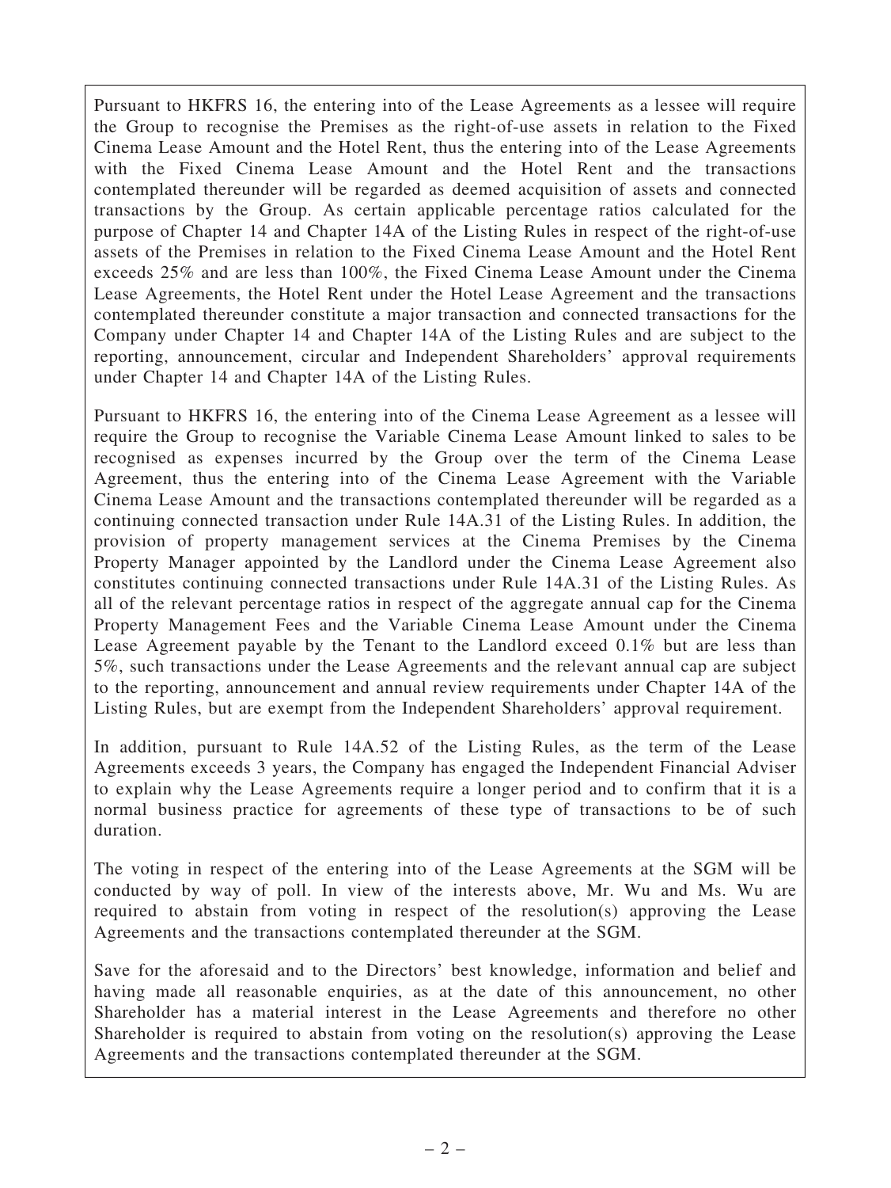Pursuant to HKFRS 16, the entering into of the Lease Agreements as a lessee will require the Group to recognise the Premises as the right-of-use assets in relation to the Fixed Cinema Lease Amount and the Hotel Rent, thus the entering into of the Lease Agreements with the Fixed Cinema Lease Amount and the Hotel Rent and the transactions contemplated thereunder will be regarded as deemed acquisition of assets and connected transactions by the Group. As certain applicable percentage ratios calculated for the purpose of Chapter 14 and Chapter 14A of the Listing Rules in respect of the right-of-use assets of the Premises in relation to the Fixed Cinema Lease Amount and the Hotel Rent exceeds 25% and are less than 100%, the Fixed Cinema Lease Amount under the Cinema Lease Agreements, the Hotel Rent under the Hotel Lease Agreement and the transactions contemplated thereunder constitute a major transaction and connected transactions for the Company under Chapter 14 and Chapter 14A of the Listing Rules and are subject to the reporting, announcement, circular and Independent Shareholders' approval requirements under Chapter 14 and Chapter 14A of the Listing Rules.

Pursuant to HKFRS 16, the entering into of the Cinema Lease Agreement as a lessee will require the Group to recognise the Variable Cinema Lease Amount linked to sales to be recognised as expenses incurred by the Group over the term of the Cinema Lease Agreement, thus the entering into of the Cinema Lease Agreement with the Variable Cinema Lease Amount and the transactions contemplated thereunder will be regarded as a continuing connected transaction under Rule 14A.31 of the Listing Rules. In addition, the provision of property management services at the Cinema Premises by the Cinema Property Manager appointed by the Landlord under the Cinema Lease Agreement also constitutes continuing connected transactions under Rule 14A.31 of the Listing Rules. As all of the relevant percentage ratios in respect of the aggregate annual cap for the Cinema Property Management Fees and the Variable Cinema Lease Amount under the Cinema Lease Agreement payable by the Tenant to the Landlord exceed 0.1% but are less than 5%, such transactions under the Lease Agreements and the relevant annual cap are subject to the reporting, announcement and annual review requirements under Chapter 14A of the Listing Rules, but are exempt from the Independent Shareholders' approval requirement.

In addition, pursuant to Rule 14A.52 of the Listing Rules, as the term of the Lease Agreements exceeds 3 years, the Company has engaged the Independent Financial Adviser to explain why the Lease Agreements require a longer period and to confirm that it is a normal business practice for agreements of these type of transactions to be of such duration.

The voting in respect of the entering into of the Lease Agreements at the SGM will be conducted by way of poll. In view of the interests above, Mr. Wu and Ms. Wu are required to abstain from voting in respect of the resolution(s) approving the Lease Agreements and the transactions contemplated thereunder at the SGM.

Save for the aforesaid and to the Directors' best knowledge, information and belief and having made all reasonable enquiries, as at the date of this announcement, no other Shareholder has a material interest in the Lease Agreements and therefore no other Shareholder is required to abstain from voting on the resolution(s) approving the Lease Agreements and the transactions contemplated thereunder at the SGM.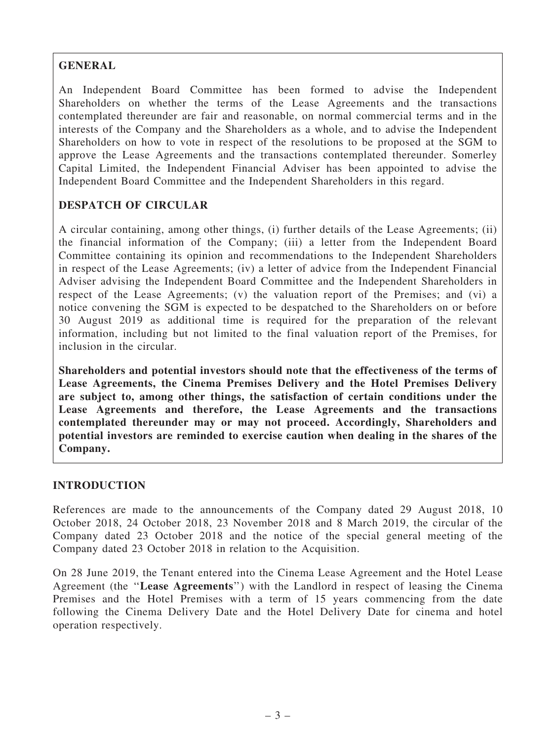## GENERAL

An Independent Board Committee has been formed to advise the Independent Shareholders on whether the terms of the Lease Agreements and the transactions contemplated thereunder are fair and reasonable, on normal commercial terms and in the interests of the Company and the Shareholders as a whole, and to advise the Independent Shareholders on how to vote in respect of the resolutions to be proposed at the SGM to approve the Lease Agreements and the transactions contemplated thereunder. Somerley Capital Limited, the Independent Financial Adviser has been appointed to advise the Independent Board Committee and the Independent Shareholders in this regard.

## DESPATCH OF CIRCULAR

A circular containing, among other things, (i) further details of the Lease Agreements; (ii) the financial information of the Company; (iii) a letter from the Independent Board Committee containing its opinion and recommendations to the Independent Shareholders in respect of the Lease Agreements; (iv) a letter of advice from the Independent Financial Adviser advising the Independent Board Committee and the Independent Shareholders in respect of the Lease Agreements; (v) the valuation report of the Premises; and (vi) a notice convening the SGM is expected to be despatched to the Shareholders on or before 30 August 2019 as additional time is required for the preparation of the relevant information, including but not limited to the final valuation report of the Premises, for inclusion in the circular.

**Shareholders and potential investors should note that the effectiveness of the terms of Lease Agreements, the Cinema Premises Delivery and the Hotel Premises Delivery are subject to, among other things, the satisfaction of certain conditions under the Lease Agreements and therefore, the Lease Agreements and the transactions contemplated thereunder may or may not proceed. Accordingly, Shareholders and potential investors are reminded to exercise caution when dealing in the shares of the Company.**

## INTRODUCTION

References are made to the announcements of the Company dated 29 August 2018, 10 October 2018, 24 October 2018, 23 November 2018 and 8 March 2019, the circular of the Company dated 23 October 2018 and the notice of the special general meeting of the Company dated 23 October 2018 in relation to the Acquisition.

On 28 June 2019, the Tenant entered into the Cinema Lease Agreement and the Hotel Lease Agreement (the "**Lease Agreements**") with the Landlord in respect of leasing the Cinema Premises and the Hotel Premises with a term of 15 years commencing from the date following the Cinema Delivery Date and the Hotel Delivery Date for cinema and hotel operation respectively.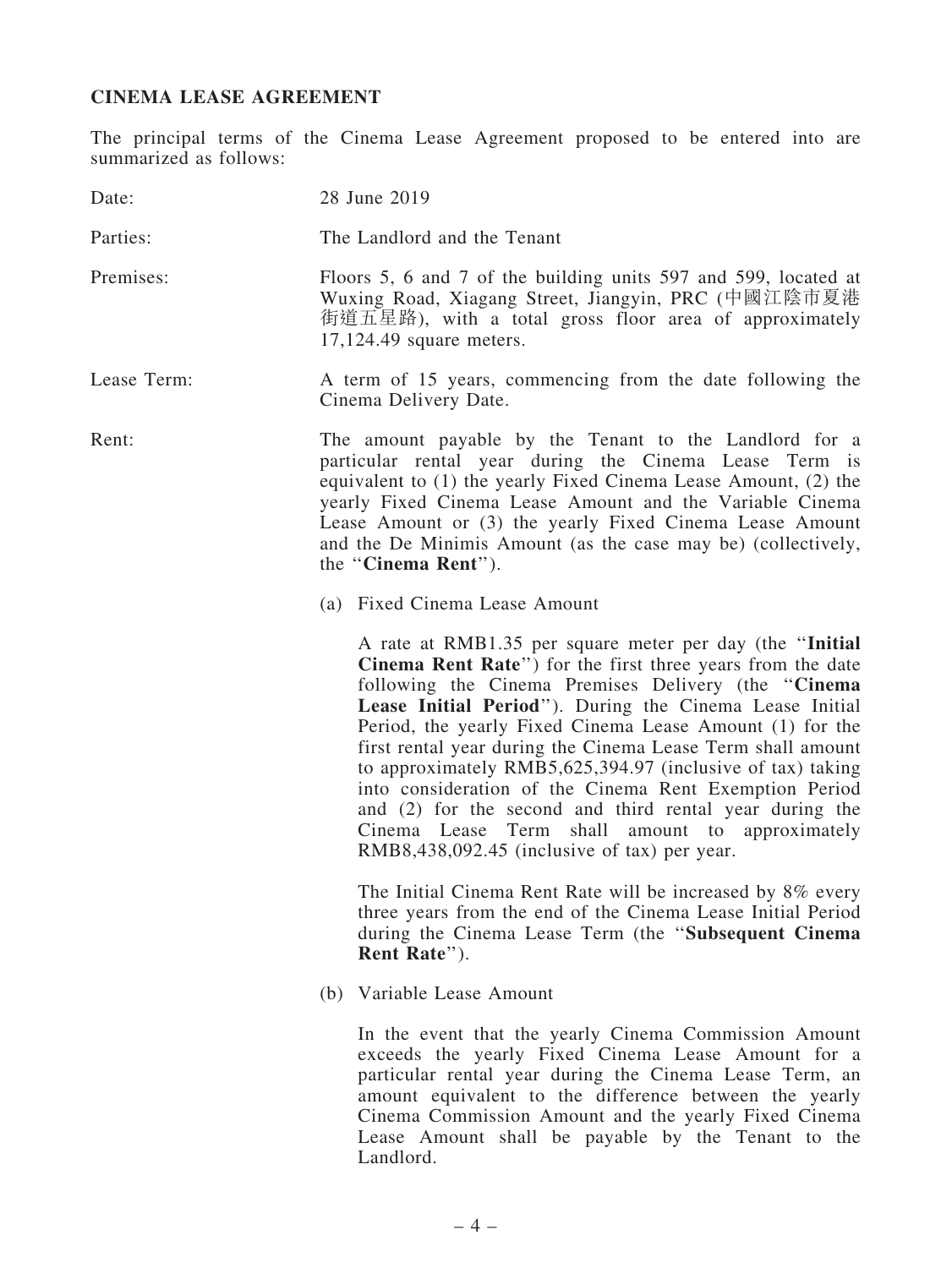**CINEMA LEASE AGREEMENT**

The principal terms of the Cinema Lease Agreement proposed to be entered into are summarized as follows:

Date: 28 June 2019

Parties: The Landlord and the Tenant

Premises: Floors 5, 6 and 7 of the building units 597 and 599, located at Wuxing Road, Xiagang Street, Jiangyin, PRC (中國江陰市夏港街道五星路), with a total gross floor area of approximately 17,124.49 square meters.

Lease Term: A term of 15 years, commencing from the date following the Cinema Delivery Date.

Rent: The amount payable by the Tenant to the Landlord for a particular rental year during the Cinema Lease Term is equivalent to (1) the yearly Fixed Cinema Lease Amount, (2) the yearly Fixed Cinema Lease Amount and the Variable Cinema Lease Amount or (3) the yearly Fixed Cinema Lease Amount and the De Minimis Amount (as the case may be) (collectively, the "**Cinema Rent**").

(a) Fixed Cinema Lease Amount

A rate at RMB1.35 per square meter per day (the "**Initial Cinema Rent Rate**") for the first three years from the date following the Cinema Premises Delivery (the "**Cinema Lease Initial Period**"). During the Cinema Lease Initial Period, the yearly Fixed Cinema Lease Amount (1) for the first rental year during the Cinema Lease Term shall amount to approximately RMB5,625,394.97 (inclusive of tax) taking into consideration of the Cinema Rent Exemption Period and (2) for the second and third rental year during the Cinema Lease Term shall amount to approximately RMB8,438,092.45 (inclusive of tax) per year.

The Initial Cinema Rent Rate will be increased by 8% every three years from the end of the Cinema Lease Initial Period during the Cinema Lease Term (the "**Subsequent Cinema Rent Rate**").

(b) Variable Lease Amount

In the event that the yearly Cinema Commission Amount exceeds the yearly Fixed Cinema Lease Amount for a particular rental year during the Cinema Lease Term, an amount equivalent to the difference between the yearly Cinema Commission Amount and the yearly Fixed Cinema Lease Amount shall be payable by the Tenant to the Landlord.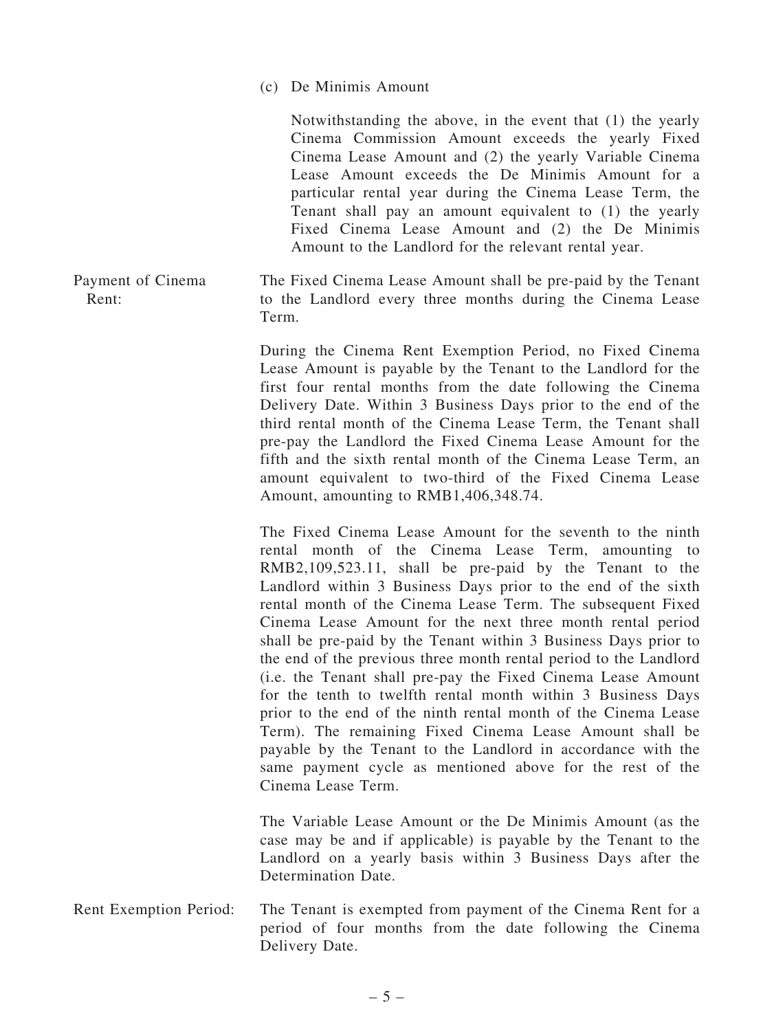(c) De Minimis Amount

Notwithstanding the above, in the event that (1) the yearly Cinema Commission Amount exceeds the yearly Fixed Cinema Lease Amount and (2) the yearly Variable Cinema Lease Amount exceeds the De Minimis Amount for a particular rental year during the Cinema Lease Term, the Tenant shall pay an amount equivalent to (1) the yearly Fixed Cinema Lease Amount and (2) the De Minimis Amount to the Landlord for the relevant rental year.

Payment of Cinema Rent: The Fixed Cinema Lease Amount shall be pre-paid by the Tenant to the Landlord every three months during the Cinema Lease Term.

During the Cinema Rent Exemption Period, no Fixed Cinema Lease Amount is payable by the Tenant to the Landlord for the first four rental months from the date following the Cinema Delivery Date. Within 3 Business Days prior to the end of the third rental month of the Cinema Lease Term, the Tenant shall pre-pay the Landlord the Fixed Cinema Lease Amount for the fifth and the sixth rental month of the Cinema Lease Term, an amount equivalent to two-third of the Fixed Cinema Lease Amount, amounting to RMB1,406,348.74.

The Fixed Cinema Lease Amount for the seventh to the ninth rental month of the Cinema Lease Term, amounting to RMB2,109,523.11, shall be pre-paid by the Tenant to the Landlord within 3 Business Days prior to the end of the sixth rental month of the Cinema Lease Term. The subsequent Fixed Cinema Lease Amount for the next three month rental period shall be pre-paid by the Tenant within 3 Business Days prior to the end of the previous three month rental period to the Landlord (i.e. the Tenant shall pre-pay the Fixed Cinema Lease Amount for the tenth to twelfth rental month within 3 Business Days prior to the end of the ninth rental month of the Cinema Lease Term). The remaining Fixed Cinema Lease Amount shall be payable by the Tenant to the Landlord in accordance with the same payment cycle as mentioned above for the rest of the Cinema Lease Term.

The Variable Lease Amount or the De Minimis Amount (as the case may be and if applicable) is payable by the Tenant to the Landlord on a yearly basis within 3 Business Days after the Determination Date.

Rent Exemption Period: The Tenant is exempted from payment of the Cinema Rent for a period of four months from the date following the Cinema Delivery Date.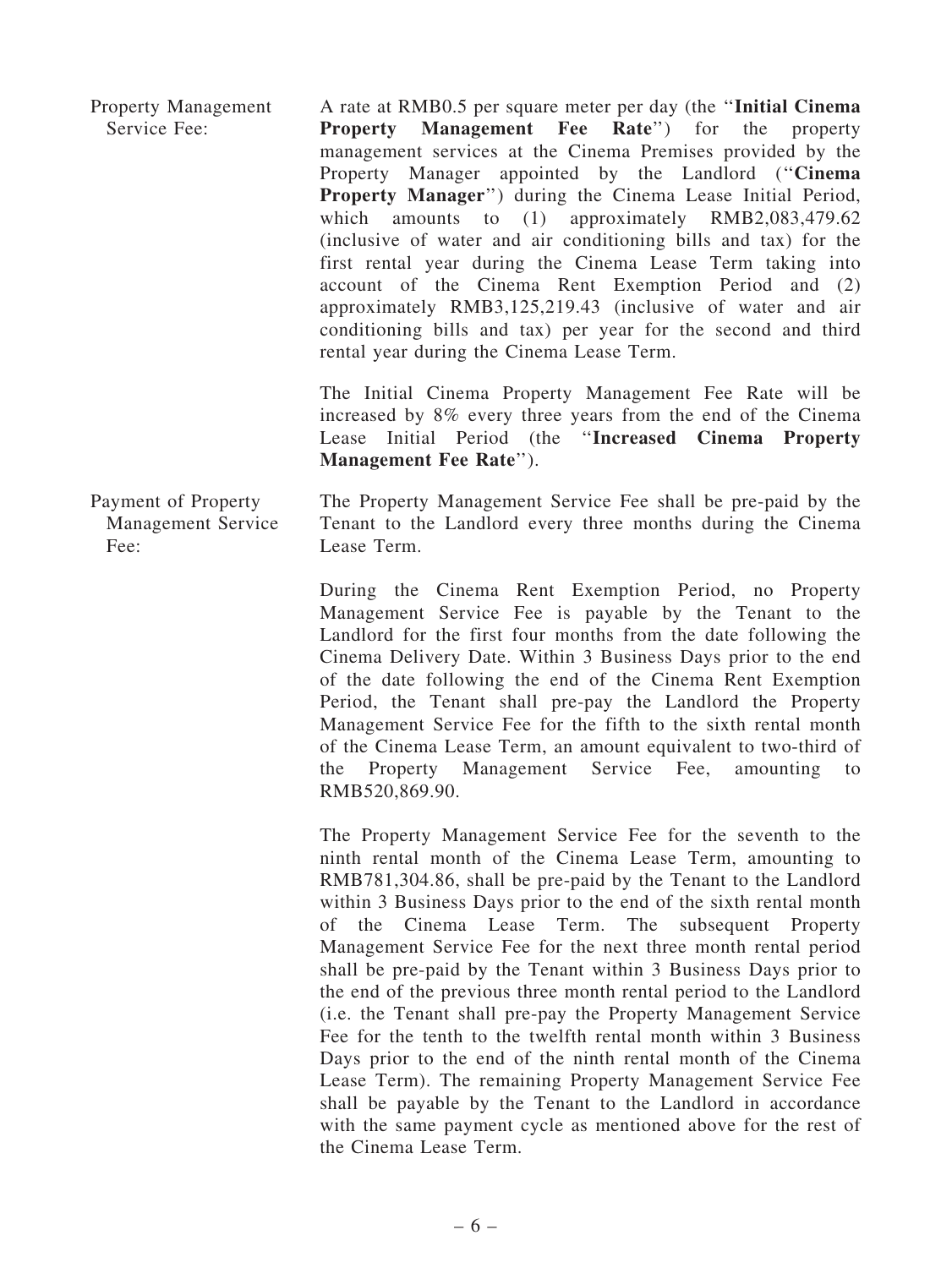| | |
|---|---|
| Property Management Service Fee: | A rate at RMB0.5 per square meter per day (the "**Initial Cinema Property Management Fee Rate**") for the property management services at the Cinema Premises provided by the Property Manager appointed by the Landlord ("**Cinema Property Manager**") during the Cinema Lease Initial Period, which amounts to (1) approximately RMB2,083,479.62 (inclusive of water and air conditioning bills and tax) for the first rental year during the Cinema Lease Term taking into account of the Cinema Rent Exemption Period and (2) approximately RMB3,125,219.43 (inclusive of water and air conditioning bills and tax) per year for the second and third rental year during the Cinema Lease Term.<br><br>The Initial Cinema Property Management Fee Rate will be increased by 8% every three years from the end of the Cinema Lease Initial Period (the "**Increased Cinema Property Management Fee Rate**"). |
| Payment of Property Management Service Fee: | The Property Management Service Fee shall be pre-paid by the Tenant to the Landlord every three months during the Cinema Lease Term.<br><br>During the Cinema Rent Exemption Period, no Property Management Service Fee is payable by the Tenant to the Landlord for the first four months from the date following the Cinema Delivery Date. Within 3 Business Days prior to the end of the date following the end of the Cinema Rent Exemption Period, the Tenant shall pre-pay the Landlord the Property Management Service Fee for the fifth to the sixth rental month of the Cinema Lease Term, an amount equivalent to two-third of the Property Management Service Fee, amounting to RMB520,869.90.<br><br>The Property Management Service Fee for the seventh to the ninth rental month of the Cinema Lease Term, amounting to RMB781,304.86, shall be pre-paid by the Tenant to the Landlord within 3 Business Days prior to the end of the sixth rental month of the Cinema Lease Term. The subsequent Property Management Service Fee for the next three month rental period shall be pre-paid by the Tenant within 3 Business Days prior to the end of the previous three month rental period to the Landlord (i.e. the Tenant shall pre-pay the Property Management Service Fee for the tenth to the twelfth rental month within 3 Business Days prior to the end of the ninth rental month of the Cinema Lease Term). The remaining Property Management Service Fee shall be payable by the Tenant to the Landlord in accordance with the same payment cycle as mentioned above for the rest of the Cinema Lease Term. |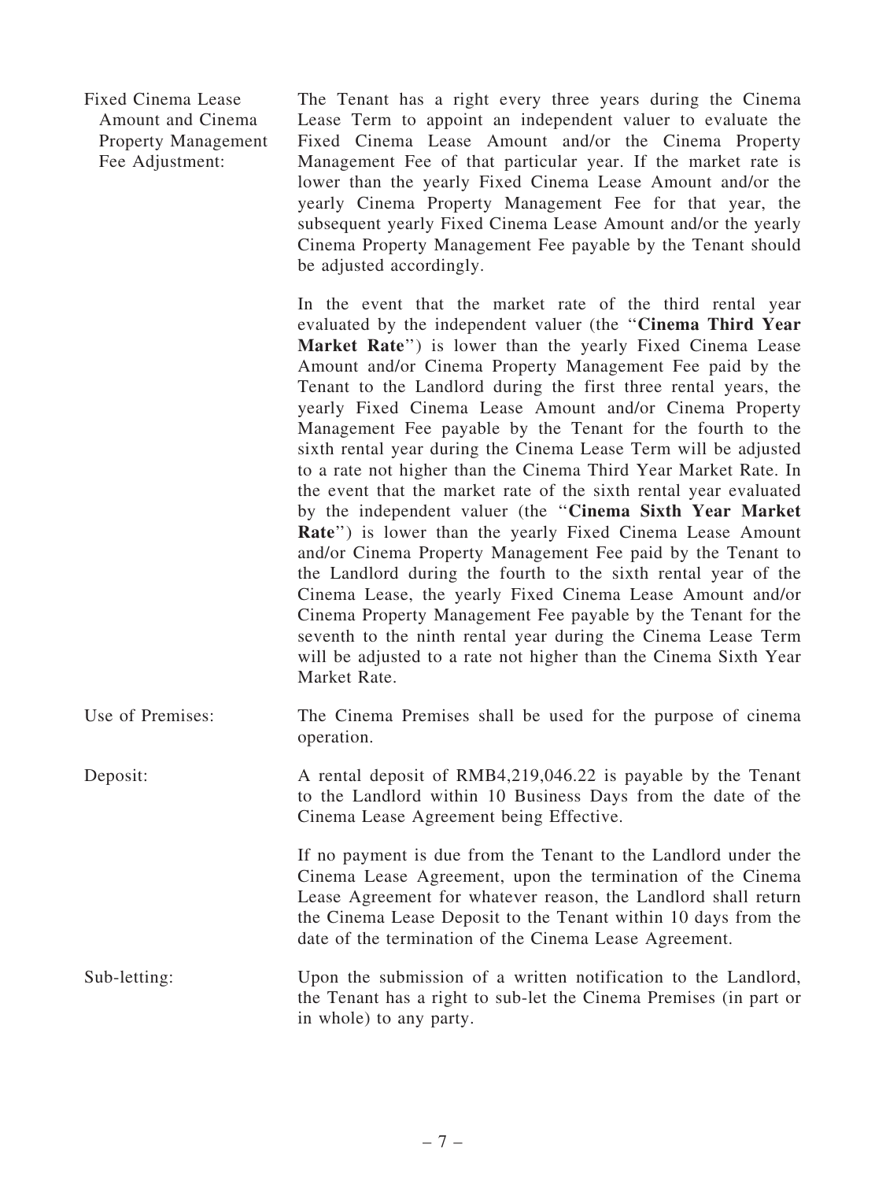| | |
|---|---|
| Fixed Cinema Lease Amount and Cinema Property Management Fee Adjustment: | The Tenant has a right every three years during the Cinema Lease Term to appoint an independent valuer to evaluate the Fixed Cinema Lease Amount and/or the Cinema Property Management Fee of that particular year. If the market rate is lower than the yearly Fixed Cinema Lease Amount and/or the yearly Cinema Property Management Fee for that year, the subsequent yearly Fixed Cinema Lease Amount and/or the yearly Cinema Property Management Fee payable by the Tenant should be adjusted accordingly.<br><br>In the event that the market rate of the third rental year evaluated by the independent valuer (the "**Cinema Third Year Market Rate**") is lower than the yearly Fixed Cinema Lease Amount and/or Cinema Property Management Fee paid by the Tenant to the Landlord during the first three rental years, the yearly Fixed Cinema Lease Amount and/or Cinema Property Management Fee payable by the Tenant for the fourth to the sixth rental year during the Cinema Lease Term will be adjusted to a rate not higher than the Cinema Third Year Market Rate. In the event that the market rate of the sixth rental year evaluated by the independent valuer (the "**Cinema Sixth Year Market Rate**") is lower than the yearly Fixed Cinema Lease Amount and/or Cinema Property Management Fee paid by the Tenant to the Landlord during the fourth to the sixth rental year of the Cinema Lease, the yearly Fixed Cinema Lease Amount and/or Cinema Property Management Fee payable by the Tenant for the seventh to the ninth rental year during the Cinema Lease Term will be adjusted to a rate not higher than the Cinema Sixth Year Market Rate. |
| Use of Premises: | The Cinema Premises shall be used for the purpose of cinema operation. |
| Deposit: | A rental deposit of RMB4,219,046.22 is payable by the Tenant to the Landlord within 10 Business Days from the date of the Cinema Lease Agreement being Effective.<br><br>If no payment is due from the Tenant to the Landlord under the Cinema Lease Agreement, upon the termination of the Cinema Lease Agreement for whatever reason, the Landlord shall return the Cinema Lease Deposit to the Tenant within 10 days from the date of the termination of the Cinema Lease Agreement. |
| Sub-letting: | Upon the submission of a written notification to the Landlord, the Tenant has a right to sub-let the Cinema Premises (in part or in whole) to any party. |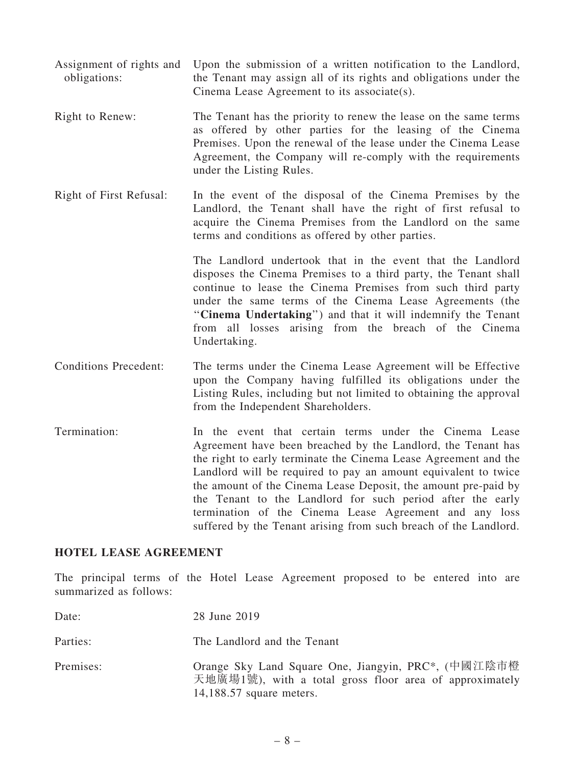| | |
|---|---|
| Assignment of rights and obligations: | Upon the submission of a written notification to the Landlord, the Tenant may assign all of its rights and obligations under the Cinema Lease Agreement to its associate(s). |
| Right to Renew: | The Tenant has the priority to renew the lease on the same terms as offered by other parties for the leasing of the Cinema Premises. Upon the renewal of the lease under the Cinema Lease Agreement, the Company will re-comply with the requirements under the Listing Rules. |
| Right of First Refusal: | In the event of the disposal of the Cinema Premises by the Landlord, the Tenant shall have the right of first refusal to acquire the Cinema Premises from the Landlord on the same terms and conditions as offered by other parties.<br><br>The Landlord undertook that in the event that the Landlord disposes the Cinema Premises to a third party, the Tenant shall continue to lease the Cinema Premises from such third party under the same terms of the Cinema Lease Agreements (the "**Cinema Undertaking**") and that it will indemnify the Tenant from all losses arising from the breach of the Cinema Undertaking. |
| Conditions Precedent: | The terms under the Cinema Lease Agreement will be Effective upon the Company having fulfilled its obligations under the Listing Rules, including but not limited to obtaining the approval from the Independent Shareholders. |
| Termination: | In the event that certain terms under the Cinema Lease Agreement have been breached by the Landlord, the Tenant has the right to early terminate the Cinema Lease Agreement and the Landlord will be required to pay an amount equivalent to twice the amount of the Cinema Lease Deposit, the amount pre-paid by the Tenant to the Landlord for such period after the early termination of the Cinema Lease Agreement and any loss suffered by the Tenant arising from such breach of the Landlord. |

## HOTEL LEASE AGREEMENT

The principal terms of the Hotel Lease Agreement proposed to be entered into are summarized as follows:

| | |
|---|---|
| Date: | 28 June 2019 |
| Parties: | The Landlord and the Tenant |
| Premises: | Orange Sky Land Square One, Jiangyin, PRC*, (中國江陰市橙天地廣場1號), with a total gross floor area of approximately 14,188.57 square meters. |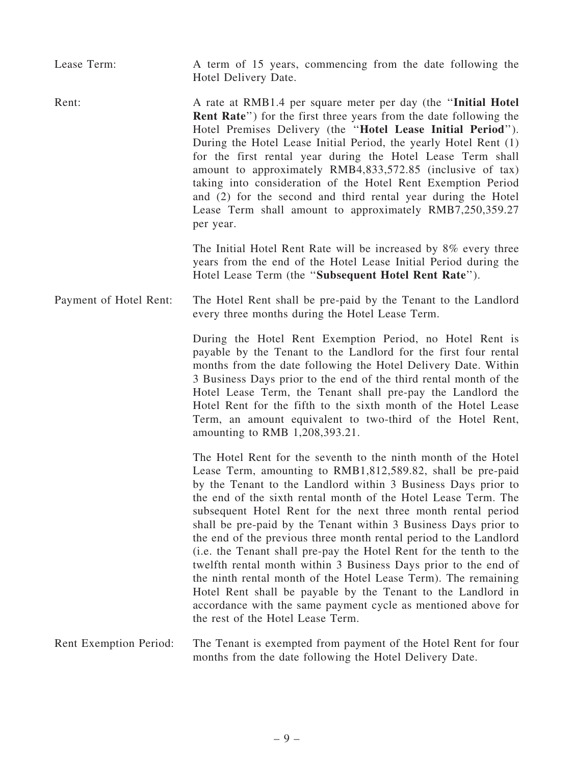Lease Term: A term of 15 years, commencing from the date following the Hotel Delivery Date.

Rent: A rate at RMB1.4 per square meter per day (the "**Initial Hotel Rent Rate**") for the first three years from the date following the Hotel Premises Delivery (the "**Hotel Lease Initial Period**"). During the Hotel Lease Initial Period, the yearly Hotel Rent (1) for the first rental year during the Hotel Lease Term shall amount to approximately RMB4,833,572.85 (inclusive of tax) taking into consideration of the Hotel Rent Exemption Period and (2) for the second and third rental year during the Hotel Lease Term shall amount to approximately RMB7,250,359.27 per year.

The Initial Hotel Rent Rate will be increased by 8% every three years from the end of the Hotel Lease Initial Period during the Hotel Lease Term (the "**Subsequent Hotel Rent Rate**").

Payment of Hotel Rent: The Hotel Rent shall be pre-paid by the Tenant to the Landlord every three months during the Hotel Lease Term.

During the Hotel Rent Exemption Period, no Hotel Rent is payable by the Tenant to the Landlord for the first four rental months from the date following the Hotel Delivery Date. Within 3 Business Days prior to the end of the third rental month of the Hotel Lease Term, the Tenant shall pre-pay the Landlord the Hotel Rent for the fifth to the sixth month of the Hotel Lease Term, an amount equivalent to two-third of the Hotel Rent, amounting to RMB 1,208,393.21.

The Hotel Rent for the seventh to the ninth month of the Hotel Lease Term, amounting to RMB1,812,589.82, shall be pre-paid by the Tenant to the Landlord within 3 Business Days prior to the end of the sixth rental month of the Hotel Lease Term. The subsequent Hotel Rent for the next three month rental period shall be pre-paid by the Tenant within 3 Business Days prior to the end of the previous three month rental period to the Landlord (i.e. the Tenant shall pre-pay the Hotel Rent for the tenth to the twelfth rental month within 3 Business Days prior to the end of the ninth rental month of the Hotel Lease Term). The remaining Hotel Rent shall be payable by the Tenant to the Landlord in accordance with the same payment cycle as mentioned above for the rest of the Hotel Lease Term.

Rent Exemption Period: The Tenant is exempted from payment of the Hotel Rent for four months from the date following the Hotel Delivery Date.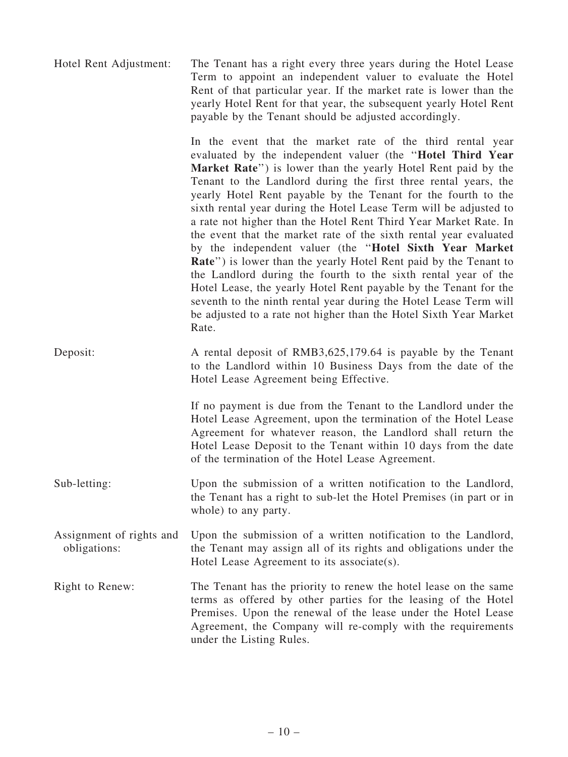| | |
|---|---|
| Hotel Rent Adjustment: | The Tenant has a right every three years during the Hotel Lease Term to appoint an independent valuer to evaluate the Hotel Rent of that particular year. If the market rate is lower than the yearly Hotel Rent for that year, the subsequent yearly Hotel Rent payable by the Tenant should be adjusted accordingly.<br><br>In the event that the market rate of the third rental year evaluated by the independent valuer (the "**Hotel Third Year Market Rate**") is lower than the yearly Hotel Rent paid by the Tenant to the Landlord during the first three rental years, the yearly Hotel Rent payable by the Tenant for the fourth to the sixth rental year during the Hotel Lease Term will be adjusted to a rate not higher than the Hotel Rent Third Year Market Rate. In the event that the market rate of the sixth rental year evaluated by the independent valuer (the "**Hotel Sixth Year Market Rate**") is lower than the yearly Hotel Rent paid by the Tenant to the Landlord during the fourth to the sixth rental year of the Hotel Lease, the yearly Hotel Rent payable by the Tenant for the seventh to the ninth rental year during the Hotel Lease Term will be adjusted to a rate not higher than the Hotel Sixth Year Market Rate. |
| Deposit: | A rental deposit of RMB3,625,179.64 is payable by the Tenant to the Landlord within 10 Business Days from the date of the Hotel Lease Agreement being Effective.<br><br>If no payment is due from the Tenant to the Landlord under the Hotel Lease Agreement, upon the termination of the Hotel Lease Agreement for whatever reason, the Landlord shall return the Hotel Lease Deposit to the Tenant within 10 days from the date of the termination of the Hotel Lease Agreement. |
| Sub-letting: | Upon the submission of a written notification to the Landlord, the Tenant has a right to sub-let the Hotel Premises (in part or in whole) to any party. |
| Assignment of rights and obligations: | Upon the submission of a written notification to the Landlord, the Tenant may assign all of its rights and obligations under the Hotel Lease Agreement to its associate(s). |
| Right to Renew: | The Tenant has the priority to renew the hotel lease on the same terms as offered by other parties for the leasing of the Hotel Premises. Upon the renewal of the lease under the Hotel Lease Agreement, the Company will re-comply with the requirements under the Listing Rules. |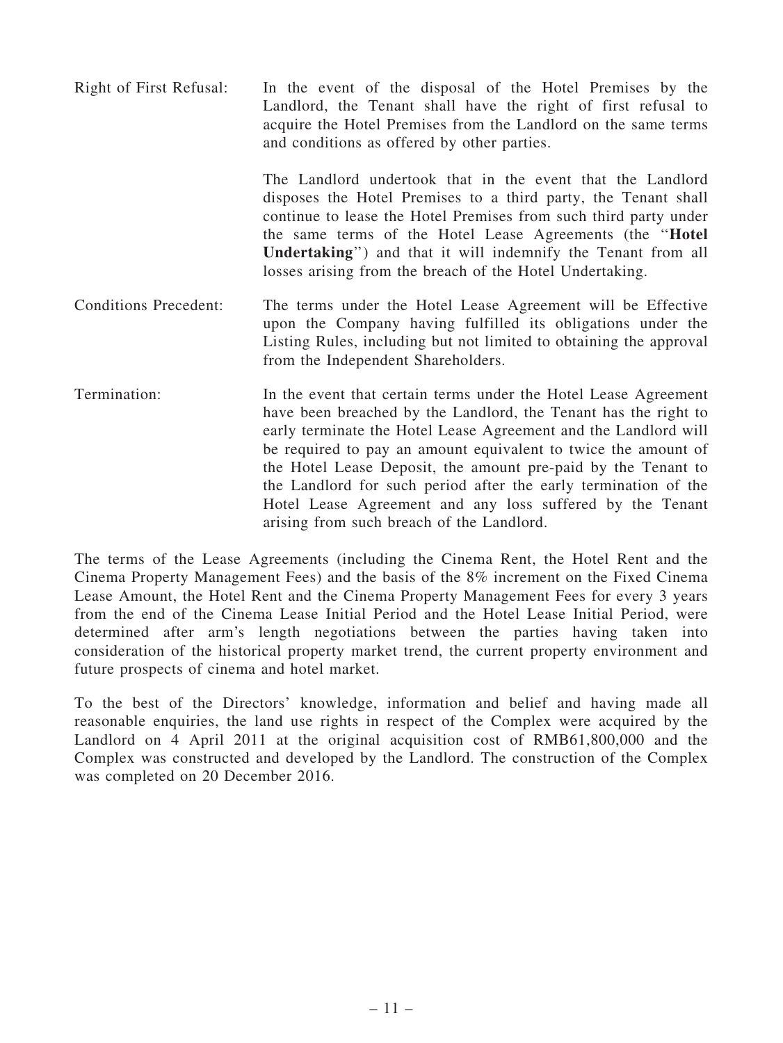| | |
|---|---|
| Right of First Refusal: | In the event of the disposal of the Hotel Premises by the Landlord, the Tenant shall have the right of first refusal to acquire the Hotel Premises from the Landlord on the same terms and conditions as offered by other parties.<br><br>The Landlord undertook that in the event that the Landlord disposes the Hotel Premises to a third party, the Tenant shall continue to lease the Hotel Premises from such third party under the same terms of the Hotel Lease Agreements (the "**Hotel Undertaking**") and that it will indemnify the Tenant from all losses arising from the breach of the Hotel Undertaking. |
| Conditions Precedent: | The terms under the Hotel Lease Agreement will be Effective upon the Company having fulfilled its obligations under the Listing Rules, including but not limited to obtaining the approval from the Independent Shareholders. |
| Termination: | In the event that certain terms under the Hotel Lease Agreement have been breached by the Landlord, the Tenant has the right to early terminate the Hotel Lease Agreement and the Landlord will be required to pay an amount equivalent to twice the amount of the Hotel Lease Deposit, the amount pre-paid by the Tenant to the Landlord for such period after the early termination of the Hotel Lease Agreement and any loss suffered by the Tenant arising from such breach of the Landlord. |

The terms of the Lease Agreements (including the Cinema Rent, the Hotel Rent and the Cinema Property Management Fees) and the basis of the 8% increment on the Fixed Cinema Lease Amount, the Hotel Rent and the Cinema Property Management Fees for every 3 years from the end of the Cinema Lease Initial Period and the Hotel Lease Initial Period, were determined after arm's length negotiations between the parties having taken into consideration of the historical property market trend, the current property environment and future prospects of cinema and hotel market.

To the best of the Directors' knowledge, information and belief and having made all reasonable enquiries, the land use rights in respect of the Complex were acquired by the Landlord on 4 April 2011 at the original acquisition cost of RMB61,800,000 and the Complex was constructed and developed by the Landlord. The construction of the Complex was completed on 20 December 2016.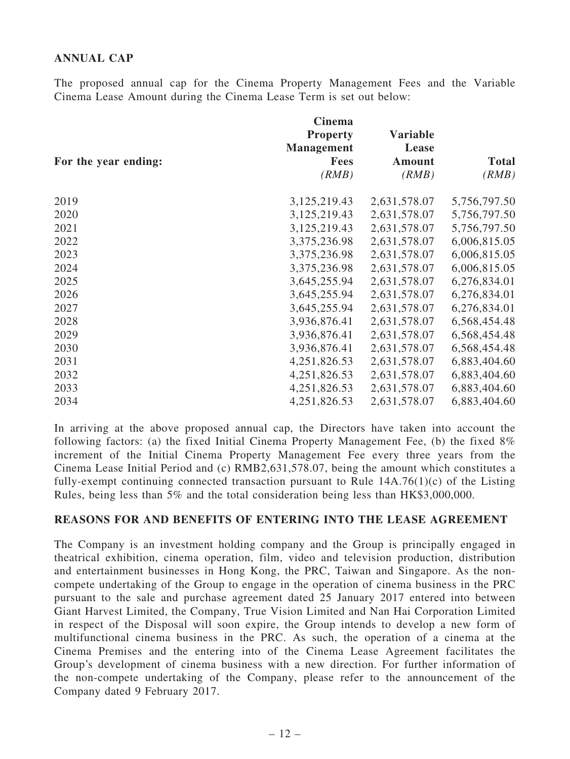**ANNUAL CAP**

The proposed annual cap for the Cinema Property Management Fees and the Variable Cinema Lease Amount during the Cinema Lease Term is set out below:

| For the year ending: | Cinema Property Management Fees *(RMB)* | Variable Lease Amount *(RMB)* | Total *(RMB)* |
|---|---|---|---|
| 2019 | 3,125,219.43 | 2,631,578.07 | 5,756,797.50 |
| 2020 | 3,125,219.43 | 2,631,578.07 | 5,756,797.50 |
| 2021 | 3,125,219.43 | 2,631,578.07 | 5,756,797.50 |
| 2022 | 3,375,236.98 | 2,631,578.07 | 6,006,815.05 |
| 2023 | 3,375,236.98 | 2,631,578.07 | 6,006,815.05 |
| 2024 | 3,375,236.98 | 2,631,578.07 | 6,006,815.05 |
| 2025 | 3,645,255.94 | 2,631,578.07 | 6,276,834.01 |
| 2026 | 3,645,255.94 | 2,631,578.07 | 6,276,834.01 |
| 2027 | 3,645,255.94 | 2,631,578.07 | 6,276,834.01 |
| 2028 | 3,936,876.41 | 2,631,578.07 | 6,568,454.48 |
| 2029 | 3,936,876.41 | 2,631,578.07 | 6,568,454.48 |
| 2030 | 3,936,876.41 | 2,631,578.07 | 6,568,454.48 |
| 2031 | 4,251,826.53 | 2,631,578.07 | 6,883,404.60 |
| 2032 | 4,251,826.53 | 2,631,578.07 | 6,883,404.60 |
| 2033 | 4,251,826.53 | 2,631,578.07 | 6,883,404.60 |
| 2034 | 4,251,826.53 | 2,631,578.07 | 6,883,404.60 |

In arriving at the above proposed annual cap, the Directors have taken into account the following factors: (a) the fixed Initial Cinema Property Management Fee, (b) the fixed 8% increment of the Initial Cinema Property Management Fee every three years from the Cinema Lease Initial Period and (c) RMB2,631,578.07, being the amount which constitutes a fully-exempt continuing connected transaction pursuant to Rule 14A.76(1)(c) of the Listing Rules, being less than 5% and the total consideration being less than HK$3,000,000.

**REASONS FOR AND BENEFITS OF ENTERING INTO THE LEASE AGREEMENT**

The Company is an investment holding company and the Group is principally engaged in theatrical exhibition, cinema operation, film, video and television production, distribution and entertainment businesses in Hong Kong, the PRC, Taiwan and Singapore. As the non-compete undertaking of the Group to engage in the operation of cinema business in the PRC pursuant to the sale and purchase agreement dated 25 January 2017 entered into between Giant Harvest Limited, the Company, True Vision Limited and Nan Hai Corporation Limited in respect of the Disposal will soon expire, the Group intends to develop a new form of multifunctional cinema business in the PRC. As such, the operation of a cinema at the Cinema Premises and the entering into of the Cinema Lease Agreement facilitates the Group's development of cinema business with a new direction. For further information of the non-compete undertaking of the Company, please refer to the announcement of the Company dated 9 February 2017.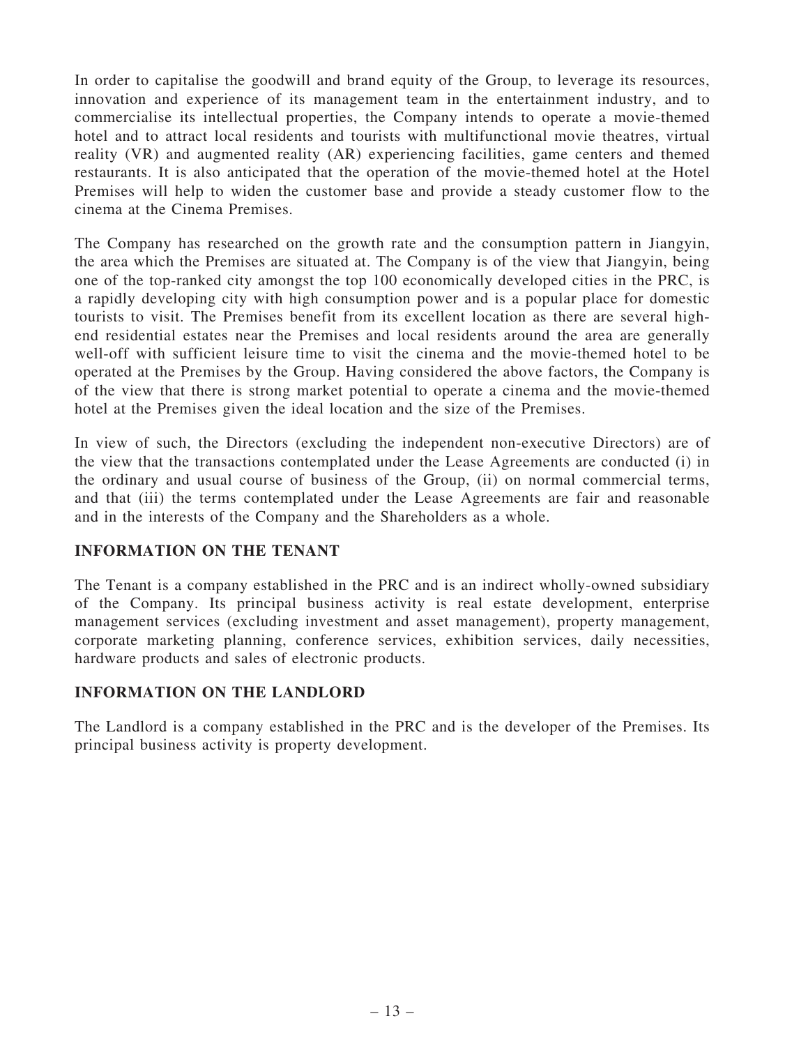In order to capitalise the goodwill and brand equity of the Group, to leverage its resources, innovation and experience of its management team in the entertainment industry, and to commercialise its intellectual properties, the Company intends to operate a movie-themed hotel and to attract local residents and tourists with multifunctional movie theatres, virtual reality (VR) and augmented reality (AR) experiencing facilities, game centers and themed restaurants. It is also anticipated that the operation of the movie-themed hotel at the Hotel Premises will help to widen the customer base and provide a steady customer flow to the cinema at the Cinema Premises.

The Company has researched on the growth rate and the consumption pattern in Jiangyin, the area which the Premises are situated at. The Company is of the view that Jiangyin, being one of the top-ranked city amongst the top 100 economically developed cities in the PRC, is a rapidly developing city with high consumption power and is a popular place for domestic tourists to visit. The Premises benefit from its excellent location as there are several high-end residential estates near the Premises and local residents around the area are generally well-off with sufficient leisure time to visit the cinema and the movie-themed hotel to be operated at the Premises by the Group. Having considered the above factors, the Company is of the view that there is strong market potential to operate a cinema and the movie-themed hotel at the Premises given the ideal location and the size of the Premises.

In view of such, the Directors (excluding the independent non-executive Directors) are of the view that the transactions contemplated under the Lease Agreements are conducted (i) in the ordinary and usual course of business of the Group, (ii) on normal commercial terms, and that (iii) the terms contemplated under the Lease Agreements are fair and reasonable and in the interests of the Company and the Shareholders as a whole.

## INFORMATION ON THE TENANT

The Tenant is a company established in the PRC and is an indirect wholly-owned subsidiary of the Company. Its principal business activity is real estate development, enterprise management services (excluding investment and asset management), property management, corporate marketing planning, conference services, exhibition services, daily necessities, hardware products and sales of electronic products.

## INFORMATION ON THE LANDLORD

The Landlord is a company established in the PRC and is the developer of the Premises. Its principal business activity is property development.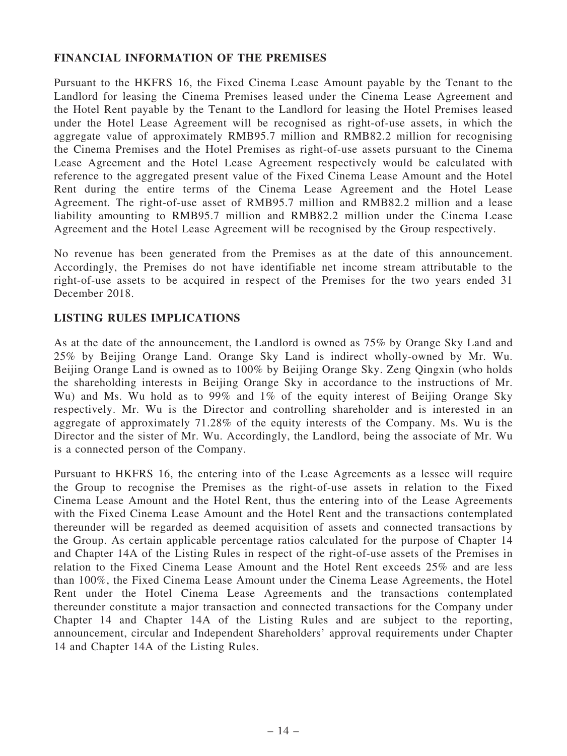## FINANCIAL INFORMATION OF THE PREMISES

Pursuant to the HKFRS 16, the Fixed Cinema Lease Amount payable by the Tenant to the Landlord for leasing the Cinema Premises leased under the Cinema Lease Agreement and the Hotel Rent payable by the Tenant to the Landlord for leasing the Hotel Premises leased under the Hotel Lease Agreement will be recognised as right-of-use assets, in which the aggregate value of approximately RMB95.7 million and RMB82.2 million for recognising the Cinema Premises and the Hotel Premises as right-of-use assets pursuant to the Cinema Lease Agreement and the Hotel Lease Agreement respectively would be calculated with reference to the aggregated present value of the Fixed Cinema Lease Amount and the Hotel Rent during the entire terms of the Cinema Lease Agreement and the Hotel Lease Agreement. The right-of-use asset of RMB95.7 million and RMB82.2 million and a lease liability amounting to RMB95.7 million and RMB82.2 million under the Cinema Lease Agreement and the Hotel Lease Agreement will be recognised by the Group respectively.

No revenue has been generated from the Premises as at the date of this announcement. Accordingly, the Premises do not have identifiable net income stream attributable to the right-of-use assets to be acquired in respect of the Premises for the two years ended 31 December 2018.

## LISTING RULES IMPLICATIONS

As at the date of the announcement, the Landlord is owned as 75% by Orange Sky Land and 25% by Beijing Orange Land. Orange Sky Land is indirect wholly-owned by Mr. Wu. Beijing Orange Land is owned as to 100% by Beijing Orange Sky. Zeng Qingxin (who holds the shareholding interests in Beijing Orange Sky in accordance to the instructions of Mr. Wu) and Ms. Wu hold as to 99% and 1% of the equity interest of Beijing Orange Sky respectively. Mr. Wu is the Director and controlling shareholder and is interested in an aggregate of approximately 71.28% of the equity interests of the Company. Ms. Wu is the Director and the sister of Mr. Wu. Accordingly, the Landlord, being the associate of Mr. Wu is a connected person of the Company.

Pursuant to HKFRS 16, the entering into of the Lease Agreements as a lessee will require the Group to recognise the Premises as the right-of-use assets in relation to the Fixed Cinema Lease Amount and the Hotel Rent, thus the entering into of the Lease Agreements with the Fixed Cinema Lease Amount and the Hotel Rent and the transactions contemplated thereunder will be regarded as deemed acquisition of assets and connected transactions by the Group. As certain applicable percentage ratios calculated for the purpose of Chapter 14 and Chapter 14A of the Listing Rules in respect of the right-of-use assets of the Premises in relation to the Fixed Cinema Lease Amount and the Hotel Rent exceeds 25% and are less than 100%, the Fixed Cinema Lease Amount under the Cinema Lease Agreements, the Hotel Rent under the Hotel Cinema Lease Agreements and the transactions contemplated thereunder constitute a major transaction and connected transactions for the Company under Chapter 14 and Chapter 14A of the Listing Rules and are subject to the reporting, announcement, circular and Independent Shareholders' approval requirements under Chapter 14 and Chapter 14A of the Listing Rules.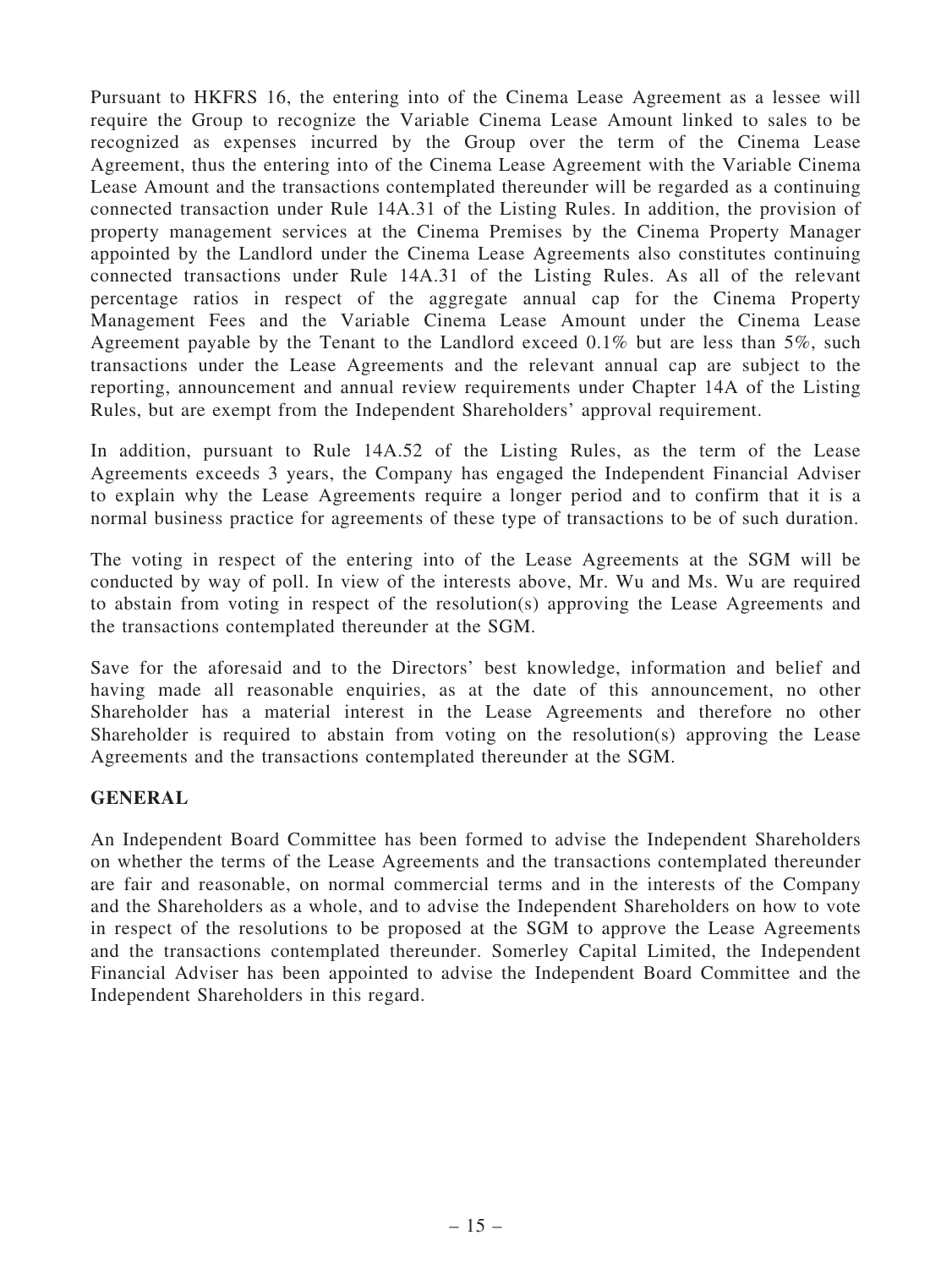Pursuant to HKFRS 16, the entering into of the Cinema Lease Agreement as a lessee will require the Group to recognize the Variable Cinema Lease Amount linked to sales to be recognized as expenses incurred by the Group over the term of the Cinema Lease Agreement, thus the entering into of the Cinema Lease Agreement with the Variable Cinema Lease Amount and the transactions contemplated thereunder will be regarded as a continuing connected transaction under Rule 14A.31 of the Listing Rules. In addition, the provision of property management services at the Cinema Premises by the Cinema Property Manager appointed by the Landlord under the Cinema Lease Agreements also constitutes continuing connected transactions under Rule 14A.31 of the Listing Rules. As all of the relevant percentage ratios in respect of the aggregate annual cap for the Cinema Property Management Fees and the Variable Cinema Lease Amount under the Cinema Lease Agreement payable by the Tenant to the Landlord exceed 0.1% but are less than 5%, such transactions under the Lease Agreements and the relevant annual cap are subject to the reporting, announcement and annual review requirements under Chapter 14A of the Listing Rules, but are exempt from the Independent Shareholders' approval requirement.

In addition, pursuant to Rule 14A.52 of the Listing Rules, as the term of the Lease Agreements exceeds 3 years, the Company has engaged the Independent Financial Adviser to explain why the Lease Agreements require a longer period and to confirm that it is a normal business practice for agreements of these type of transactions to be of such duration.

The voting in respect of the entering into of the Lease Agreements at the SGM will be conducted by way of poll. In view of the interests above, Mr. Wu and Ms. Wu are required to abstain from voting in respect of the resolution(s) approving the Lease Agreements and the transactions contemplated thereunder at the SGM.

Save for the aforesaid and to the Directors' best knowledge, information and belief and having made all reasonable enquiries, as at the date of this announcement, no other Shareholder has a material interest in the Lease Agreements and therefore no other Shareholder is required to abstain from voting on the resolution(s) approving the Lease Agreements and the transactions contemplated thereunder at the SGM.

## GENERAL

An Independent Board Committee has been formed to advise the Independent Shareholders on whether the terms of the Lease Agreements and the transactions contemplated thereunder are fair and reasonable, on normal commercial terms and in the interests of the Company and the Shareholders as a whole, and to advise the Independent Shareholders on how to vote in respect of the resolutions to be proposed at the SGM to approve the Lease Agreements and the transactions contemplated thereunder. Somerley Capital Limited, the Independent Financial Adviser has been appointed to advise the Independent Board Committee and the Independent Shareholders in this regard.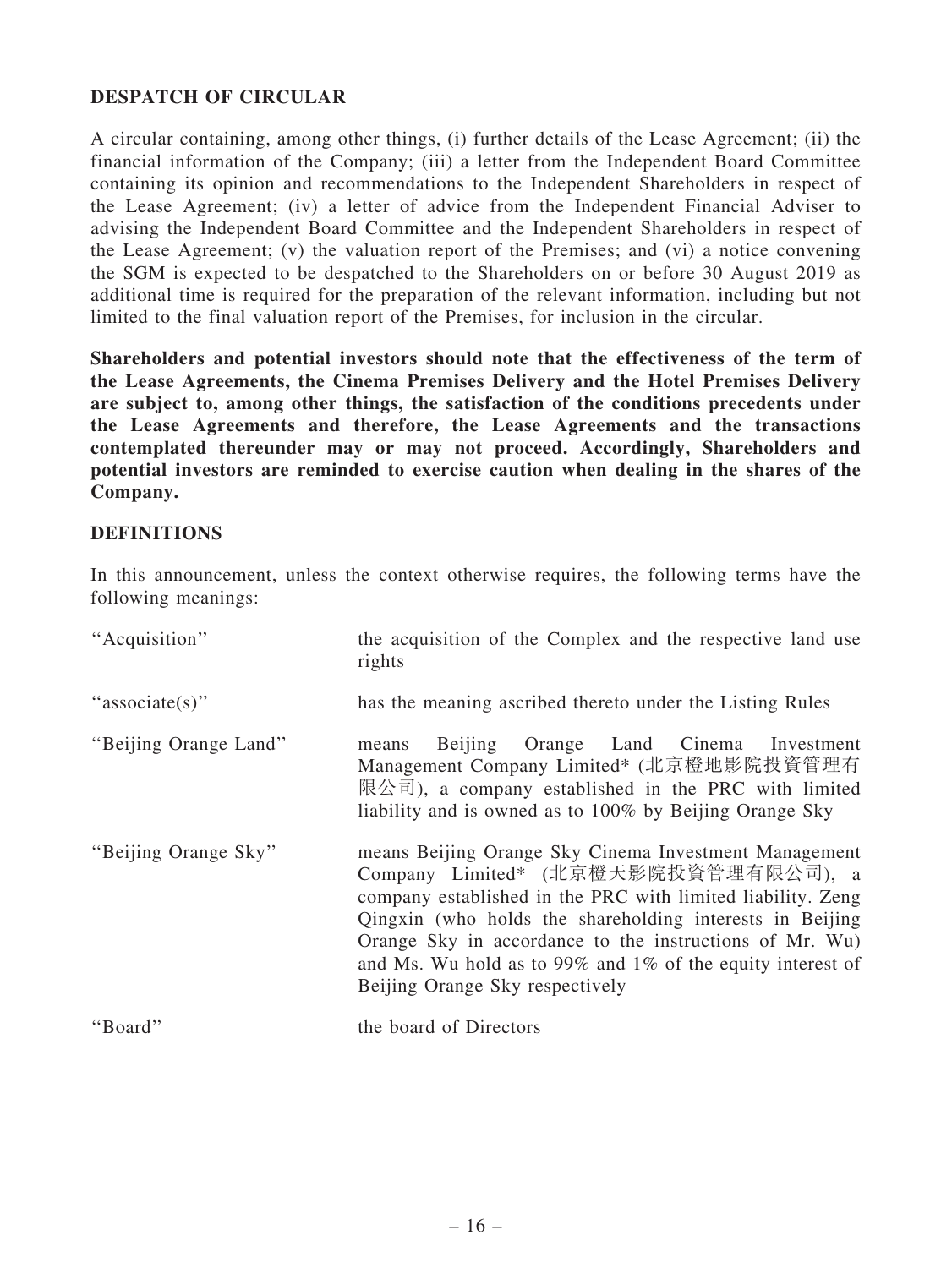## DESPATCH OF CIRCULAR

A circular containing, among other things, (i) further details of the Lease Agreement; (ii) the financial information of the Company; (iii) a letter from the Independent Board Committee containing its opinion and recommendations to the Independent Shareholders in respect of the Lease Agreement; (iv) a letter of advice from the Independent Financial Adviser to advising the Independent Board Committee and the Independent Shareholders in respect of the Lease Agreement; (v) the valuation report of the Premises; and (vi) a notice convening the SGM is expected to be despatched to the Shareholders on or before 30 August 2019 as additional time is required for the preparation of the relevant information, including but not limited to the final valuation report of the Premises, for inclusion in the circular.

**Shareholders and potential investors should note that the effectiveness of the term of the Lease Agreements, the Cinema Premises Delivery and the Hotel Premises Delivery are subject to, among other things, the satisfaction of the conditions precedents under the Lease Agreements and therefore, the Lease Agreements and the transactions contemplated thereunder may or may not proceed. Accordingly, Shareholders and potential investors are reminded to exercise caution when dealing in the shares of the Company.**

## DEFINITIONS

In this announcement, unless the context otherwise requires, the following terms have the following meanings:

| | |
|---|---|
| "Acquisition" | the acquisition of the Complex and the respective land use rights |
| "associate(s)" | has the meaning ascribed thereto under the Listing Rules |
| "Beijing Orange Land" | means Beijing Orange Land Cinema Investment Management Company Limited* (北京橙地影院投資管理有限公司), a company established in the PRC with limited liability and is owned as to 100% by Beijing Orange Sky |
| "Beijing Orange Sky" | means Beijing Orange Sky Cinema Investment Management Company Limited* (北京橙天影院投資管理有限公司), a company established in the PRC with limited liability. Zeng Qingxin (who holds the shareholding interests in Beijing Orange Sky in accordance to the instructions of Mr. Wu) and Ms. Wu hold as to 99% and 1% of the equity interest of Beijing Orange Sky respectively |
| "Board" | the board of Directors |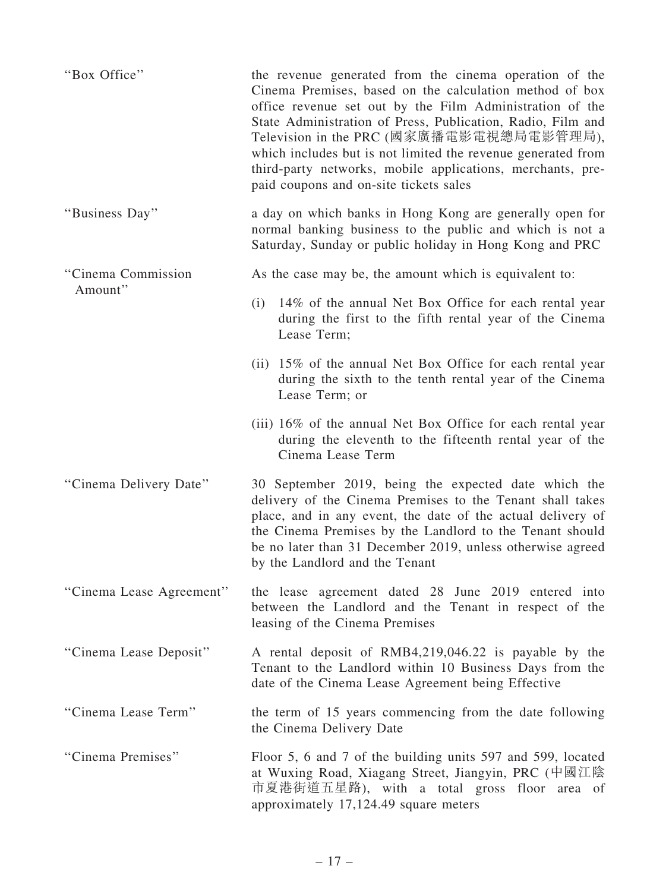| | |
|---|---|
| "Box Office" | the revenue generated from the cinema operation of the Cinema Premises, based on the calculation method of box office revenue set out by the Film Administration of the State Administration of Press, Publication, Radio, Film and Television in the PRC (國家廣播電影電視總局電影管理局), which includes but is not limited the revenue generated from third-party networks, mobile applications, merchants, pre-paid coupons and on-site tickets sales |
| "Business Day" | a day on which banks in Hong Kong are generally open for normal banking business to the public and which is not a Saturday, Sunday or public holiday in Hong Kong and PRC |
| "Cinema Commission Amount" | As the case may be, the amount which is equivalent to:<br><br>(i) 14% of the annual Net Box Office for each rental year during the first to the fifth rental year of the Cinema Lease Term;<br><br>(ii) 15% of the annual Net Box Office for each rental year during the sixth to the tenth rental year of the Cinema Lease Term; or<br><br>(iii) 16% of the annual Net Box Office for each rental year during the eleventh to the fifteenth rental year of the Cinema Lease Term |
| "Cinema Delivery Date" | 30 September 2019, being the expected date which the delivery of the Cinema Premises to the Tenant shall takes place, and in any event, the date of the actual delivery of the Cinema Premises by the Landlord to the Tenant should be no later than 31 December 2019, unless otherwise agreed by the Landlord and the Tenant |
| "Cinema Lease Agreement" | the lease agreement dated 28 June 2019 entered into between the Landlord and the Tenant in respect of the leasing of the Cinema Premises |
| "Cinema Lease Deposit" | A rental deposit of RMB4,219,046.22 is payable by the Tenant to the Landlord within 10 Business Days from the date of the Cinema Lease Agreement being Effective |
| "Cinema Lease Term" | the term of 15 years commencing from the date following the Cinema Delivery Date |
| "Cinema Premises" | Floor 5, 6 and 7 of the building units 597 and 599, located at Wuxing Road, Xiagang Street, Jiangyin, PRC (中國江陰市夏港街道五星路), with a total gross floor area of approximately 17,124.49 square meters |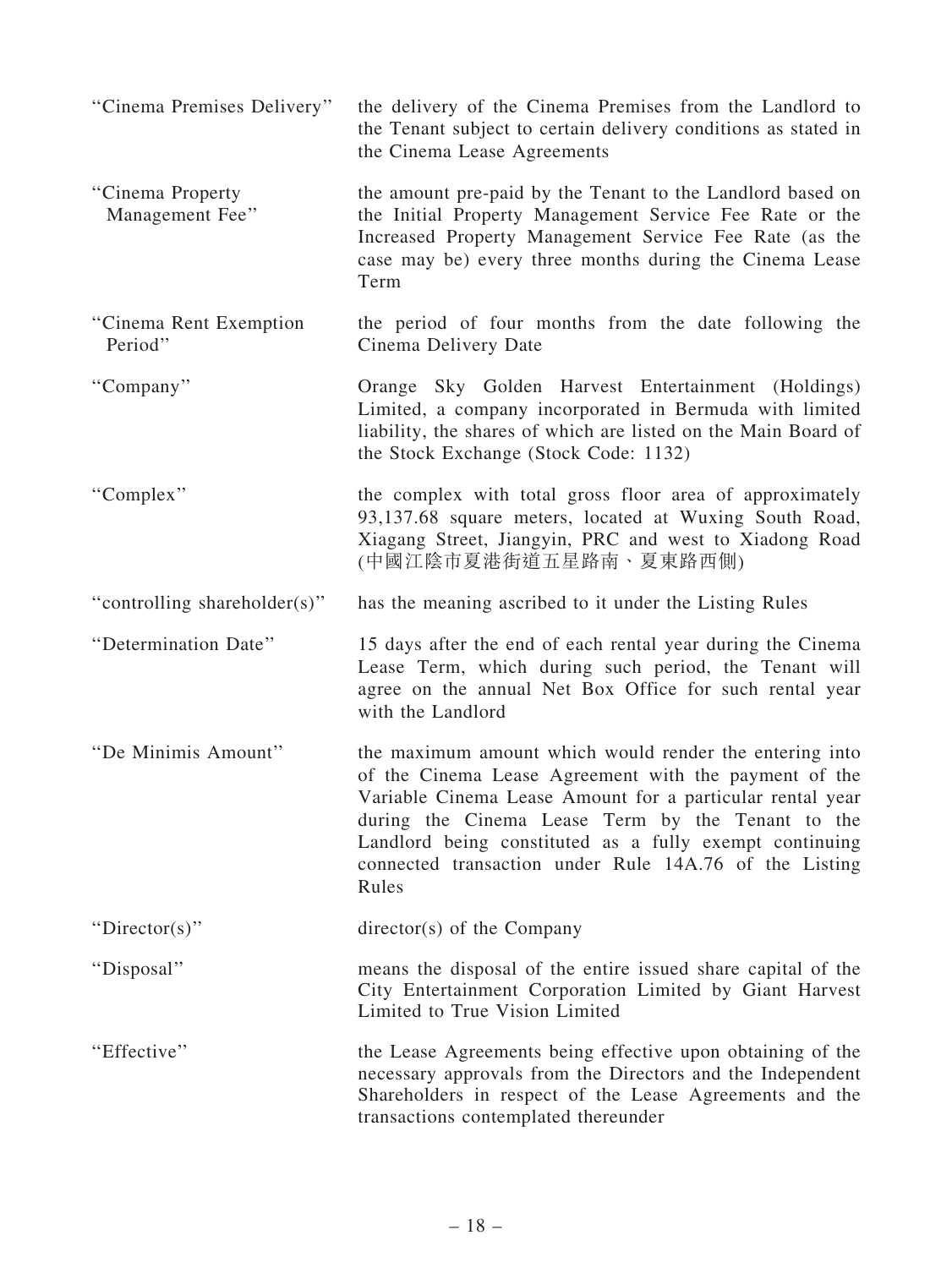| | |
|---|---|
| "Cinema Premises Delivery" | the delivery of the Cinema Premises from the Landlord to the Tenant subject to certain delivery conditions as stated in the Cinema Lease Agreements |
| "Cinema Property Management Fee" | the amount pre-paid by the Tenant to the Landlord based on the Initial Property Management Service Fee Rate or the Increased Property Management Service Fee Rate (as the case may be) every three months during the Cinema Lease Term |
| "Cinema Rent Exemption Period" | the period of four months from the date following the Cinema Delivery Date |
| "Company" | Orange Sky Golden Harvest Entertainment (Holdings) Limited, a company incorporated in Bermuda with limited liability, the shares of which are listed on the Main Board of the Stock Exchange (Stock Code: 1132) |
| "Complex" | the complex with total gross floor area of approximately 93,137.68 square meters, located at Wuxing South Road, Xiagang Street, Jiangyin, PRC and west to Xiadong Road (中國江陰市夏港街道五星路南、夏東路西側) |
| "controlling shareholder(s)" | has the meaning ascribed to it under the Listing Rules |
| "Determination Date" | 15 days after the end of each rental year during the Cinema Lease Term, which during such period, the Tenant will agree on the annual Net Box Office for such rental year with the Landlord |
| "De Minimis Amount" | the maximum amount which would render the entering into of the Cinema Lease Agreement with the payment of the Variable Cinema Lease Amount for a particular rental year during the Cinema Lease Term by the Tenant to the Landlord being constituted as a fully exempt continuing connected transaction under Rule 14A.76 of the Listing Rules |
| "Director(s)" | director(s) of the Company |
| "Disposal" | means the disposal of the entire issued share capital of the City Entertainment Corporation Limited by Giant Harvest Limited to True Vision Limited |
| "Effective" | the Lease Agreements being effective upon obtaining of the necessary approvals from the Directors and the Independent Shareholders in respect of the Lease Agreements and the transactions contemplated thereunder |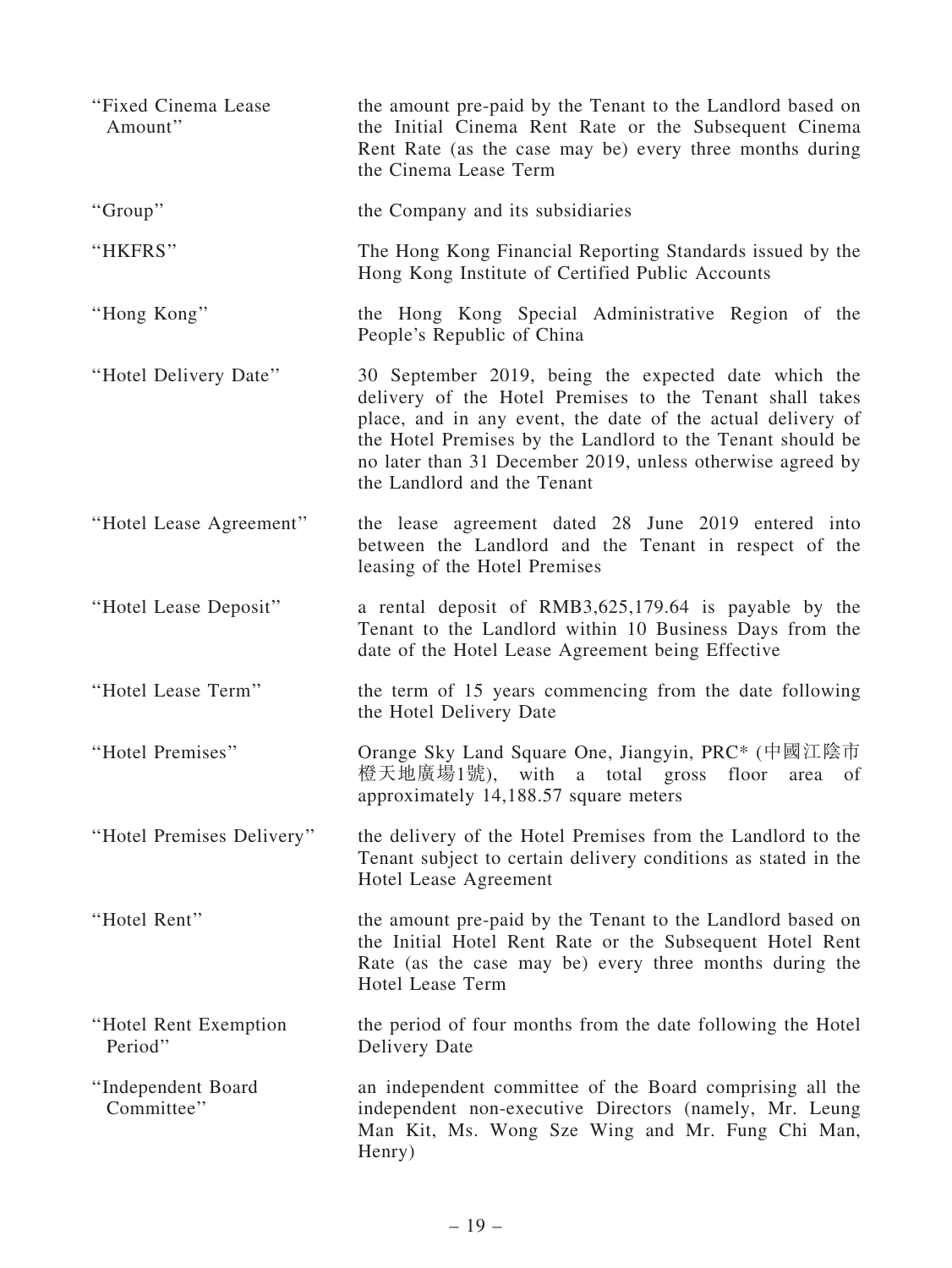| | |
|---|---|
| "Fixed Cinema Lease Amount" | the amount pre-paid by the Tenant to the Landlord based on the Initial Cinema Rent Rate or the Subsequent Cinema Rent Rate (as the case may be) every three months during the Cinema Lease Term |
| "Group" | the Company and its subsidiaries |
| "HKFRS" | The Hong Kong Financial Reporting Standards issued by the Hong Kong Institute of Certified Public Accounts |
| "Hong Kong" | the Hong Kong Special Administrative Region of the People's Republic of China |
| "Hotel Delivery Date" | 30 September 2019, being the expected date which the delivery of the Hotel Premises to the Tenant shall takes place, and in any event, the date of the actual delivery of the Hotel Premises by the Landlord to the Tenant should be no later than 31 December 2019, unless otherwise agreed by the Landlord and the Tenant |
| "Hotel Lease Agreement" | the lease agreement dated 28 June 2019 entered into between the Landlord and the Tenant in respect of the leasing of the Hotel Premises |
| "Hotel Lease Deposit" | a rental deposit of RMB3,625,179.64 is payable by the Tenant to the Landlord within 10 Business Days from the date of the Hotel Lease Agreement being Effective |
| "Hotel Lease Term" | the term of 15 years commencing from the date following the Hotel Delivery Date |
| "Hotel Premises" | Orange Sky Land Square One, Jiangyin, PRC* (中國江陰市橙天地廣場1號), with a total gross floor area of approximately 14,188.57 square meters |
| "Hotel Premises Delivery" | the delivery of the Hotel Premises from the Landlord to the Tenant subject to certain delivery conditions as stated in the Hotel Lease Agreement |
| "Hotel Rent" | the amount pre-paid by the Tenant to the Landlord based on the Initial Hotel Rent Rate or the Subsequent Hotel Rent Rate (as the case may be) every three months during the Hotel Lease Term |
| "Hotel Rent Exemption Period" | the period of four months from the date following the Hotel Delivery Date |
| "Independent Board Committee" | an independent committee of the Board comprising all the independent non-executive Directors (namely, Mr. Leung Man Kit, Ms. Wong Sze Wing and Mr. Fung Chi Man, Henry) |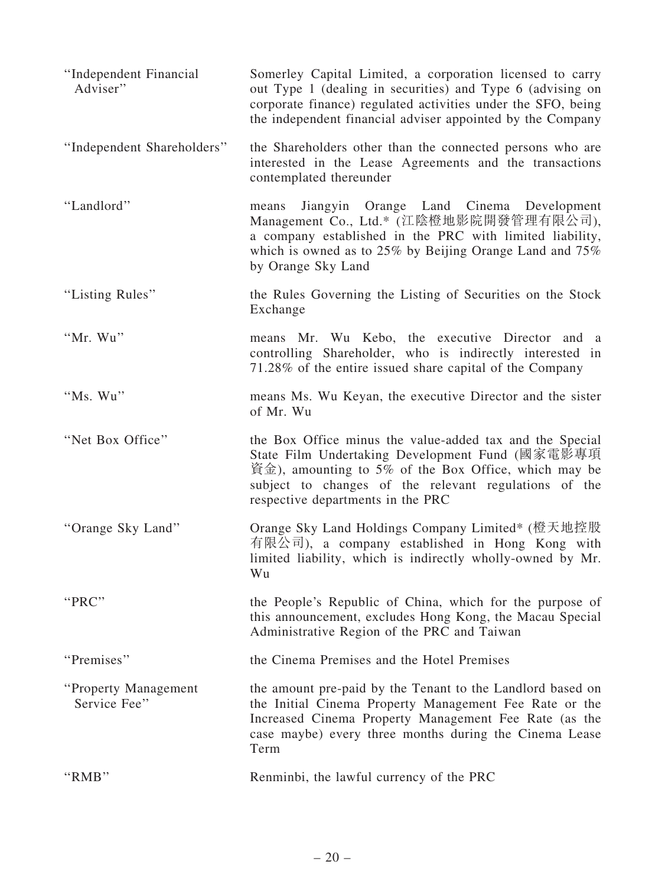| | |
|---|---|
| "Independent Financial Adviser" | Somerley Capital Limited, a corporation licensed to carry out Type 1 (dealing in securities) and Type 6 (advising on corporate finance) regulated activities under the SFO, being the independent financial adviser appointed by the Company |
| "Independent Shareholders" | the Shareholders other than the connected persons who are interested in the Lease Agreements and the transactions contemplated thereunder |
| "Landlord" | means Jiangyin Orange Land Cinema Development Management Co., Ltd.* (江陰橙地影院開發管理有限公司), a company established in the PRC with limited liability, which is owned as to 25% by Beijing Orange Land and 75% by Orange Sky Land |
| "Listing Rules" | the Rules Governing the Listing of Securities on the Stock Exchange |
| "Mr. Wu" | means Mr. Wu Kebo, the executive Director and a controlling Shareholder, who is indirectly interested in 71.28% of the entire issued share capital of the Company |
| "Ms. Wu" | means Ms. Wu Keyan, the executive Director and the sister of Mr. Wu |
| "Net Box Office" | the Box Office minus the value-added tax and the Special State Film Undertaking Development Fund (國家電影專項資金), amounting to 5% of the Box Office, which may be subject to changes of the relevant regulations of the respective departments in the PRC |
| "Orange Sky Land" | Orange Sky Land Holdings Company Limited* (橙天地控股有限公司), a company established in Hong Kong with limited liability, which is indirectly wholly-owned by Mr. Wu |
| "PRC" | the People's Republic of China, which for the purpose of this announcement, excludes Hong Kong, the Macau Special Administrative Region of the PRC and Taiwan |
| "Premises" | the Cinema Premises and the Hotel Premises |
| "Property Management Service Fee" | the amount pre-paid by the Tenant to the Landlord based on the Initial Cinema Property Management Fee Rate or the Increased Cinema Property Management Fee Rate (as the case maybe) every three months during the Cinema Lease Term |
| "RMB" | Renminbi, the lawful currency of the PRC |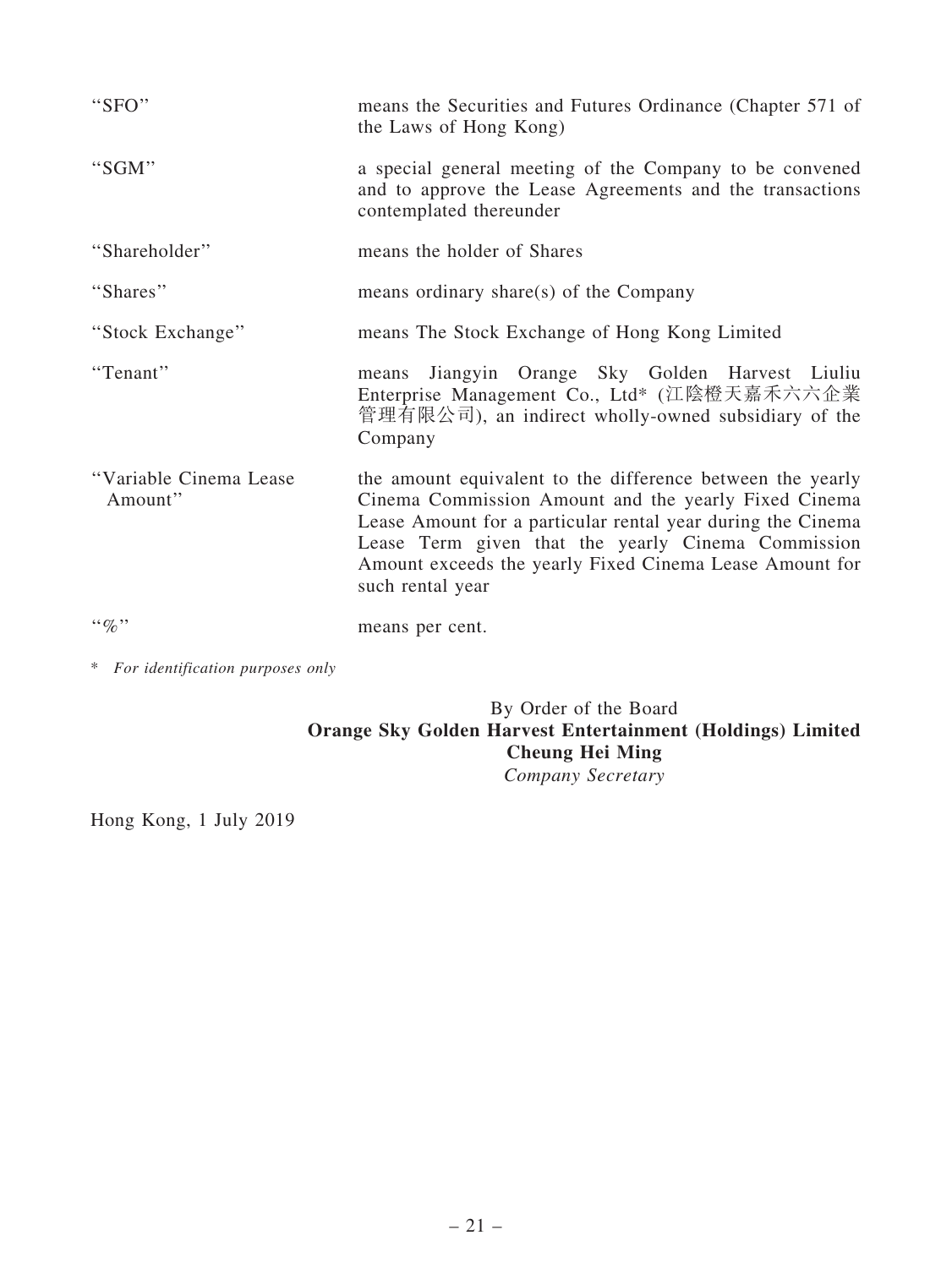| | |
|---|---|
| "SFO" | means the Securities and Futures Ordinance (Chapter 571 of the Laws of Hong Kong) |
| "SGM" | a special general meeting of the Company to be convened and to approve the Lease Agreements and the transactions contemplated thereunder |
| "Shareholder" | means the holder of Shares |
| "Shares" | means ordinary share(s) of the Company |
| "Stock Exchange" | means The Stock Exchange of Hong Kong Limited |
| "Tenant" | means Jiangyin Orange Sky Golden Harvest Liuliu Enterprise Management Co., Ltd* (江陰橙天嘉禾六六企業管理有限公司), an indirect wholly-owned subsidiary of the Company |
| "Variable Cinema Lease Amount" | the amount equivalent to the difference between the yearly Cinema Commission Amount and the yearly Fixed Cinema Lease Amount for a particular rental year during the Cinema Lease Term given that the yearly Cinema Commission Amount exceeds the yearly Fixed Cinema Lease Amount for such rental year |
| "%" | means per cent. |

* *For identification purposes only*

By Order of the Board
**Orange Sky Golden Harvest Entertainment (Holdings) Limited**
**Cheung Hei Ming**
*Company Secretary*

Hong Kong, 1 July 2019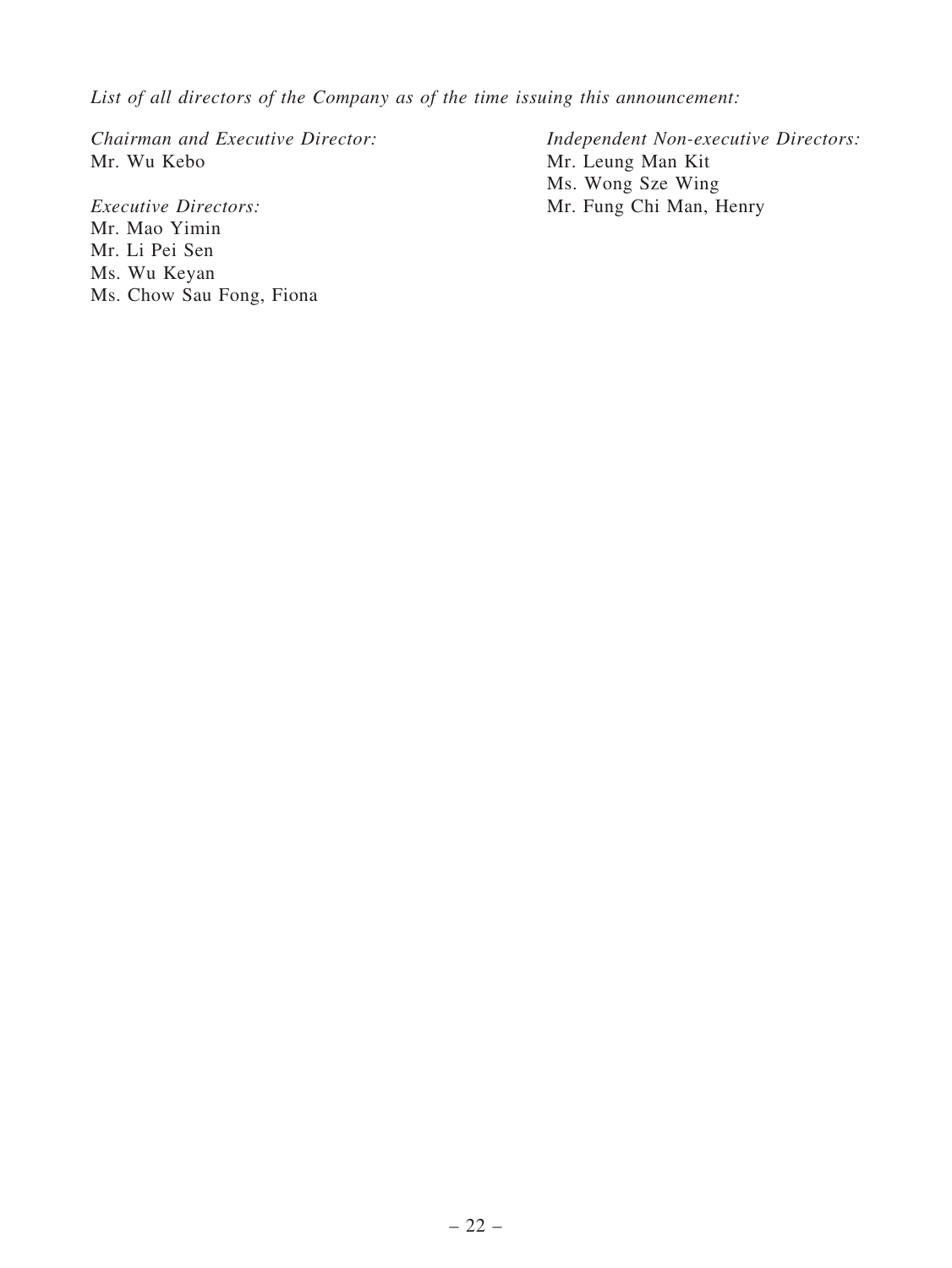*List of all directors of the Company as of the time issuing this announcement:*

*Chairman and Executive Director:*
Mr. Wu Kebo

*Executive Directors:*
Mr. Mao Yimin
Mr. Li Pei Sen
Ms. Wu Keyan
Ms. Chow Sau Fong, Fiona

*Independent Non-executive Directors:*
Mr. Leung Man Kit
Ms. Wong Sze Wing
Mr. Fung Chi Man, Henry